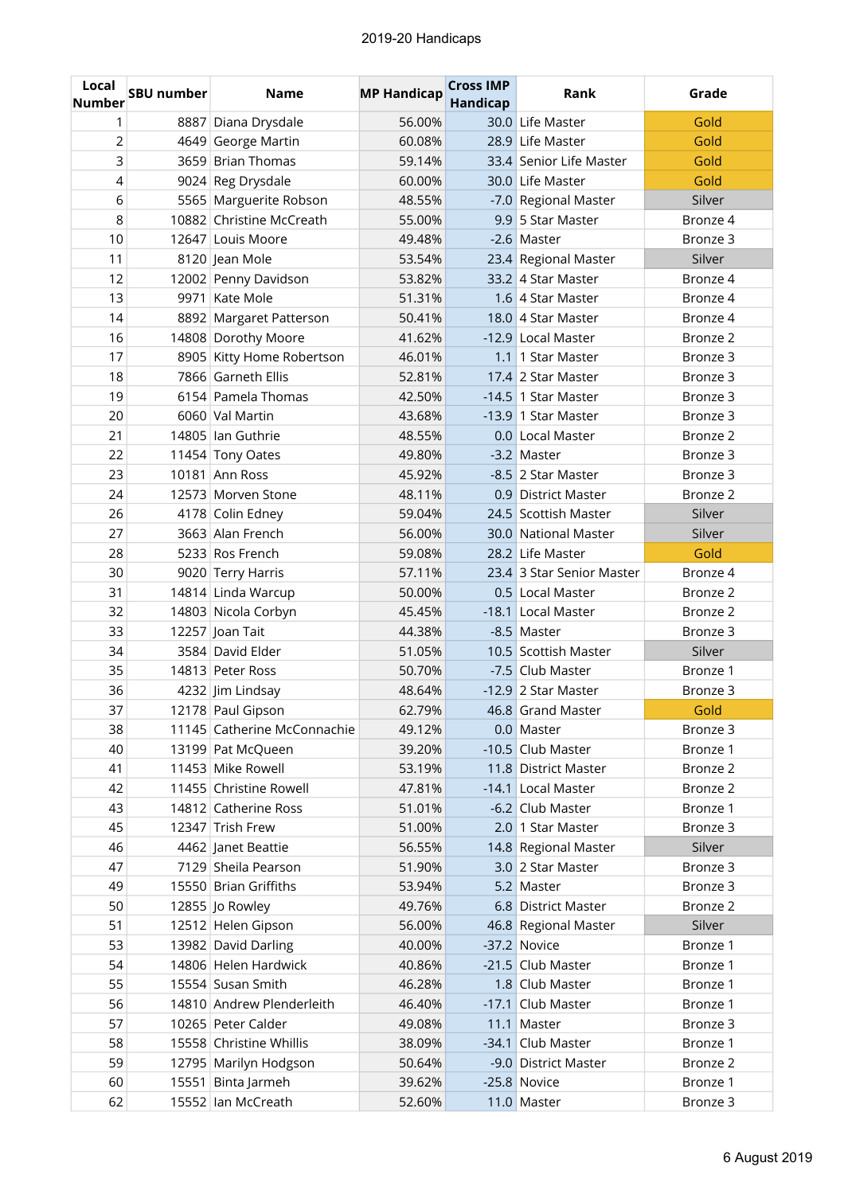2019-20 Handicaps

| Local Number | SBU number | Name | MP Handicap | Cross IMP Handicap | Rank | Grade |
|---|---|---|---|---|---|---|
| 1 | 8887 | Diana Drysdale | 56.00% | 30.0 | Life Master | Gold |
| 2 | 4649 | George Martin | 60.08% | 28.9 | Life Master | Gold |
| 3 | 3659 | Brian Thomas | 59.14% | 33.4 | Senior Life Master | Gold |
| 4 | 9024 | Reg Drysdale | 60.00% | 30.0 | Life Master | Gold |
| 6 | 5565 | Marguerite Robson | 48.55% | -7.0 | Regional Master | Silver |
| 8 | 10882 | Christine McCreath | 55.00% | 9.9 | 5 Star Master | Bronze 4 |
| 10 | 12647 | Louis Moore | 49.48% | -2.6 | Master | Bronze 3 |
| 11 | 8120 | Jean Mole | 53.54% | 23.4 | Regional Master | Silver |
| 12 | 12002 | Penny Davidson | 53.82% | 33.2 | 4 Star Master | Bronze 4 |
| 13 | 9971 | Kate Mole | 51.31% | 1.6 | 4 Star Master | Bronze 4 |
| 14 | 8892 | Margaret Patterson | 50.41% | 18.0 | 4 Star Master | Bronze 4 |
| 16 | 14808 | Dorothy Moore | 41.62% | -12.9 | Local Master | Bronze 2 |
| 17 | 8905 | Kitty Home Robertson | 46.01% | 1.1 | 1 Star Master | Bronze 3 |
| 18 | 7866 | Garneth Ellis | 52.81% | 17.4 | 2 Star Master | Bronze 3 |
| 19 | 6154 | Pamela Thomas | 42.50% | -14.5 | 1 Star Master | Bronze 3 |
| 20 | 6060 | Val Martin | 43.68% | -13.9 | 1 Star Master | Bronze 3 |
| 21 | 14805 | Ian Guthrie | 48.55% | 0.0 | Local Master | Bronze 2 |
| 22 | 11454 | Tony Oates | 49.80% | -3.2 | Master | Bronze 3 |
| 23 | 10181 | Ann Ross | 45.92% | -8.5 | 2 Star Master | Bronze 3 |
| 24 | 12573 | Morven Stone | 48.11% | 0.9 | District Master | Bronze 2 |
| 26 | 4178 | Colin Edney | 59.04% | 24.5 | Scottish Master | Silver |
| 27 | 3663 | Alan French | 56.00% | 30.0 | National Master | Silver |
| 28 | 5233 | Ros French | 59.08% | 28.2 | Life Master | Gold |
| 30 | 9020 | Terry Harris | 57.11% | 23.4 | 3 Star Senior Master | Bronze 4 |
| 31 | 14814 | Linda Warcup | 50.00% | 0.5 | Local Master | Bronze 2 |
| 32 | 14803 | Nicola Corbyn | 45.45% | -18.1 | Local Master | Bronze 2 |
| 33 | 12257 | Joan Tait | 44.38% | -8.5 | Master | Bronze 3 |
| 34 | 3584 | David Elder | 51.05% | 10.5 | Scottish Master | Silver |
| 35 | 14813 | Peter Ross | 50.70% | -7.5 | Club Master | Bronze 1 |
| 36 | 4232 | Jim Lindsay | 48.64% | -12.9 | 2 Star Master | Bronze 3 |
| 37 | 12178 | Paul Gipson | 62.79% | 46.8 | Grand Master | Gold |
| 38 | 11145 | Catherine McConnachie | 49.12% | 0.0 | Master | Bronze 3 |
| 40 | 13199 | Pat McQueen | 39.20% | -10.5 | Club Master | Bronze 1 |
| 41 | 11453 | Mike Rowell | 53.19% | 11.8 | District Master | Bronze 2 |
| 42 | 11455 | Christine Rowell | 47.81% | -14.1 | Local Master | Bronze 2 |
| 43 | 14812 | Catherine Ross | 51.01% | -6.2 | Club Master | Bronze 1 |
| 45 | 12347 | Trish Frew | 51.00% | 2.0 | 1 Star Master | Bronze 3 |
| 46 | 4462 | Janet Beattie | 56.55% | 14.8 | Regional Master | Silver |
| 47 | 7129 | Sheila Pearson | 51.90% | 3.0 | 2 Star Master | Bronze 3 |
| 49 | 15550 | Brian Griffiths | 53.94% | 5.2 | Master | Bronze 3 |
| 50 | 12855 | Jo Rowley | 49.76% | 6.8 | District Master | Bronze 2 |
| 51 | 12512 | Helen Gipson | 56.00% | 46.8 | Regional Master | Silver |
| 53 | 13982 | David Darling | 40.00% | -37.2 | Novice | Bronze 1 |
| 54 | 14806 | Helen Hardwick | 40.86% | -21.5 | Club Master | Bronze 1 |
| 55 | 15554 | Susan Smith | 46.28% | 1.8 | Club Master | Bronze 1 |
| 56 | 14810 | Andrew Plenderleith | 46.40% | -17.1 | Club Master | Bronze 1 |
| 57 | 10265 | Peter Calder | 49.08% | 11.1 | Master | Bronze 3 |
| 58 | 15558 | Christine Whillis | 38.09% | -34.1 | Club Master | Bronze 1 |
| 59 | 12795 | Marilyn Hodgson | 50.64% | -9.0 | District Master | Bronze 2 |
| 60 | 15551 | Binta Jarmeh | 39.62% | -25.8 | Novice | Bronze 1 |
| 62 | 15552 | Ian McCreath | 52.60% | 11.0 | Master | Bronze 3 |

6 August 2019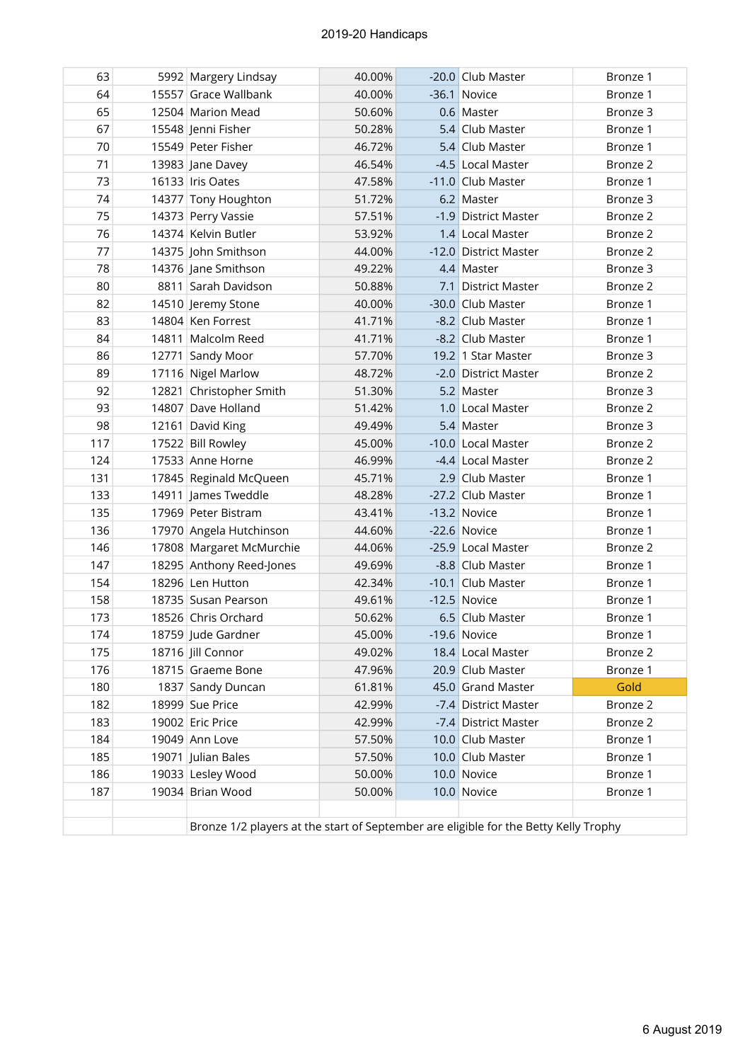# 2019-20 Handicaps

| | | | | | | |
|---|---|---|---|---|---|---|
| 63 | 5992 | Margery Lindsay | 40.00% | -20.0 | Club Master | Bronze 1 |
| 64 | 15557 | Grace Wallbank | 40.00% | -36.1 | Novice | Bronze 1 |
| 65 | 12504 | Marion Mead | 50.60% | 0.6 | Master | Bronze 3 |
| 67 | 15548 | Jenni Fisher | 50.28% | 5.4 | Club Master | Bronze 1 |
| 70 | 15549 | Peter Fisher | 46.72% | 5.4 | Club Master | Bronze 1 |
| 71 | 13983 | Jane Davey | 46.54% | -4.5 | Local Master | Bronze 2 |
| 73 | 16133 | Iris Oates | 47.58% | -11.0 | Club Master | Bronze 1 |
| 74 | 14377 | Tony Houghton | 51.72% | 6.2 | Master | Bronze 3 |
| 75 | 14373 | Perry Vassie | 57.51% | -1.9 | District Master | Bronze 2 |
| 76 | 14374 | Kelvin Butler | 53.92% | 1.4 | Local Master | Bronze 2 |
| 77 | 14375 | John Smithson | 44.00% | -12.0 | District Master | Bronze 2 |
| 78 | 14376 | Jane Smithson | 49.22% | 4.4 | Master | Bronze 3 |
| 80 | 8811 | Sarah Davidson | 50.88% | 7.1 | District Master | Bronze 2 |
| 82 | 14510 | Jeremy Stone | 40.00% | -30.0 | Club Master | Bronze 1 |
| 83 | 14804 | Ken Forrest | 41.71% | -8.2 | Club Master | Bronze 1 |
| 84 | 14811 | Malcolm Reed | 41.71% | -8.2 | Club Master | Bronze 1 |
| 86 | 12771 | Sandy Moor | 57.70% | 19.2 | 1 Star Master | Bronze 3 |
| 89 | 17116 | Nigel Marlow | 48.72% | -2.0 | District Master | Bronze 2 |
| 92 | 12821 | Christopher Smith | 51.30% | 5.2 | Master | Bronze 3 |
| 93 | 14807 | Dave Holland | 51.42% | 1.0 | Local Master | Bronze 2 |
| 98 | 12161 | David King | 49.49% | 5.4 | Master | Bronze 3 |
| 117 | 17522 | Bill Rowley | 45.00% | -10.0 | Local Master | Bronze 2 |
| 124 | 17533 | Anne Horne | 46.99% | -4.4 | Local Master | Bronze 2 |
| 131 | 17845 | Reginald McQueen | 45.71% | 2.9 | Club Master | Bronze 1 |
| 133 | 14911 | James Tweddle | 48.28% | -27.2 | Club Master | Bronze 1 |
| 135 | 17969 | Peter Bistram | 43.41% | -13.2 | Novice | Bronze 1 |
| 136 | 17970 | Angela Hutchinson | 44.60% | -22.6 | Novice | Bronze 1 |
| 146 | 17808 | Margaret McMurchie | 44.06% | -25.9 | Local Master | Bronze 2 |
| 147 | 18295 | Anthony Reed-Jones | 49.69% | -8.8 | Club Master | Bronze 1 |
| 154 | 18296 | Len Hutton | 42.34% | -10.1 | Club Master | Bronze 1 |
| 158 | 18735 | Susan Pearson | 49.61% | -12.5 | Novice | Bronze 1 |
| 173 | 18526 | Chris Orchard | 50.62% | 6.5 | Club Master | Bronze 1 |
| 174 | 18759 | Jude Gardner | 45.00% | -19.6 | Novice | Bronze 1 |
| 175 | 18716 | Jill Connor | 49.02% | 18.4 | Local Master | Bronze 2 |
| 176 | 18715 | Graeme Bone | 47.96% | 20.9 | Club Master | Bronze 1 |
| 180 | 1837 | Sandy Duncan | 61.81% | 45.0 | Grand Master | Gold |
| 182 | 18999 | Sue Price | 42.99% | -7.4 | District Master | Bronze 2 |
| 183 | 19002 | Eric Price | 42.99% | -7.4 | District Master | Bronze 2 |
| 184 | 19049 | Ann Love | 57.50% | 10.0 | Club Master | Bronze 1 |
| 185 | 19071 | Julian Bales | 57.50% | 10.0 | Club Master | Bronze 1 |
| 186 | 19033 | Lesley Wood | 50.00% | 10.0 | Novice | Bronze 1 |
| 187 | 19034 | Brian Wood | 50.00% | 10.0 | Novice | Bronze 1 |
| | | | | | | |
| | | Bronze 1/2 players at the start of September are eligible for the Betty Kelly Trophy | | | | |

6 August 2019